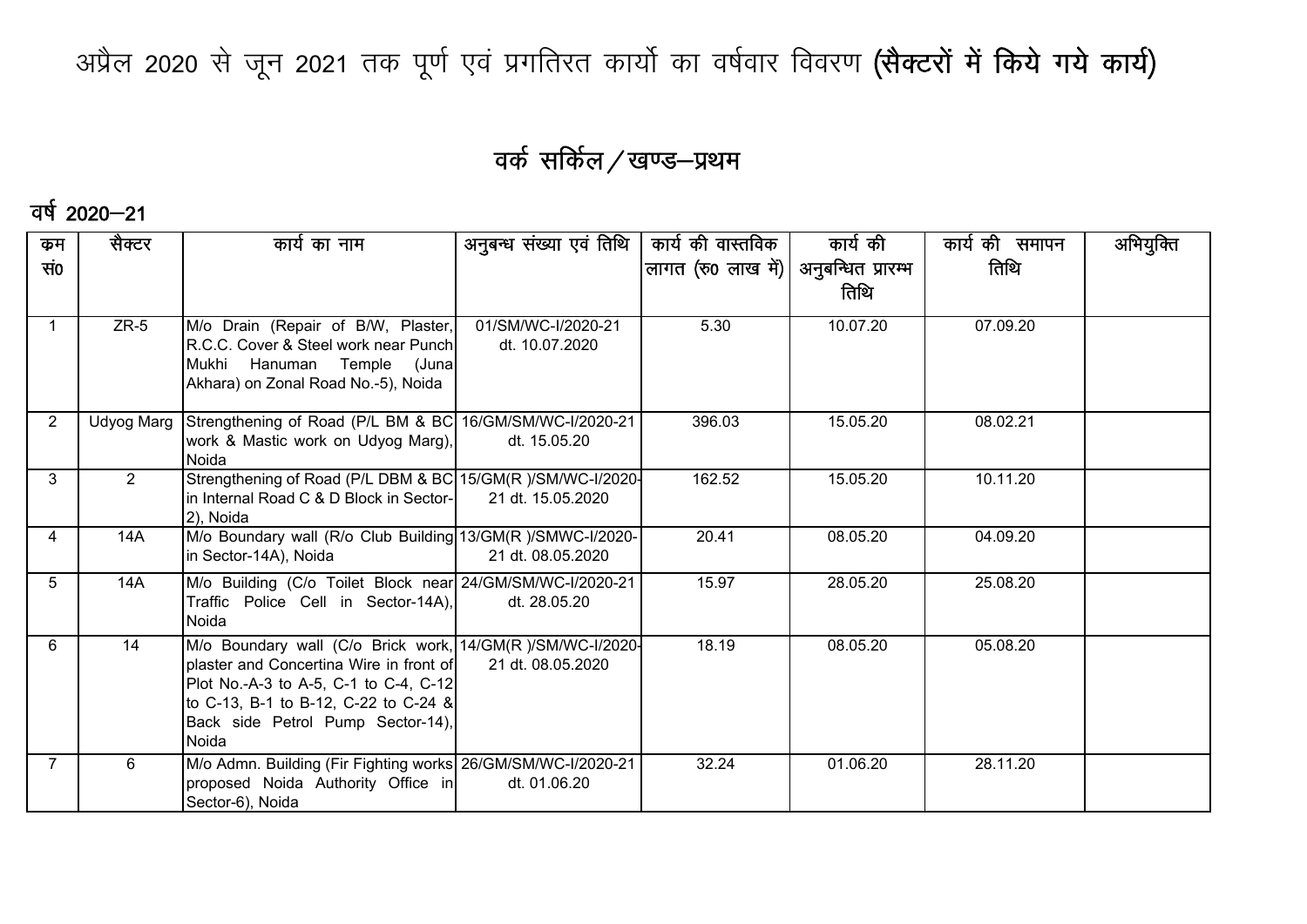# अप्रैल 2020 से जून 2021 तक पूर्ण एवं प्रगतिरत कार्यो का वर्षवार विवरण **(सैक्टरों में किये गये कार्य)**

## वर्क सर्किल / खण्ड–प्रथम

### वर्ष 2020–21

| क्रम सं0 | सैक्टर | कार्य का नाम | अनुबन्ध संख्या एवं तिथि | कार्य की वास्तविक लागत (रु0 लाख में) | कार्य की अनुबन्धित प्रारम्भ तिथि | कार्य की समापन तिथि | अभियुक्ति |
|---|---|---|---|---|---|---|---|
| 1 | ZR-5 | M/o Drain (Repair of B/W, Plaster, R.C.C. Cover & Steel work near Punch Mukhi Hanuman Temple (Juna Akhara) on Zonal Road No.-5), Noida | 01/SM/WC-I/2020-21 dt. 10.07.2020 | 5.30 | 10.07.20 | 07.09.20 | |
| 2 | Udyog Marg | Strengthening of Road (P/L BM & BC work & Mastic work on Udyog Marg), Noida | 16/GM/SM/WC-I/2020-21 dt. 15.05.20 | 396.03 | 15.05.20 | 08.02.21 | |
| 3 | 2 | Strengthening of Road (P/L DBM & BC in Internal Road C & D Block in Sector-2), Noida | 15/GM(R )/SM/WC-I/2020-21 dt. 15.05.2020 | 162.52 | 15.05.20 | 10.11.20 | |
| 4 | 14A | M/o Boundary wall (R/o Club Building in Sector-14A), Noida | 13/GM(R )/SMWC-I/2020-21 dt. 08.05.2020 | 20.41 | 08.05.20 | 04.09.20 | |
| 5 | 14A | M/o Building (C/o Toilet Block near Traffic Police Cell in Sector-14A), Noida | 24/GM/SM/WC-I/2020-21 dt. 28.05.20 | 15.97 | 28.05.20 | 25.08.20 | |
| 6 | 14 | M/o Boundary wall (C/o Brick work, plaster and Concertina Wire in front of Plot No.-A-3 to A-5, C-1 to C-4, C-12 to C-13, B-1 to B-12, C-22 to C-24 & Back side Petrol Pump Sector-14), Noida | 14/GM(R )/SM/WC-I/2020-21 dt. 08.05.2020 | 18.19 | 08.05.20 | 05.08.20 | |
| 7 | 6 | M/o Admn. Building (Fir Fighting works proposed Noida Authority Office in Sector-6), Noida | 26/GM/SM/WC-I/2020-21 dt. 01.06.20 | 32.24 | 01.06.20 | 28.11.20 | |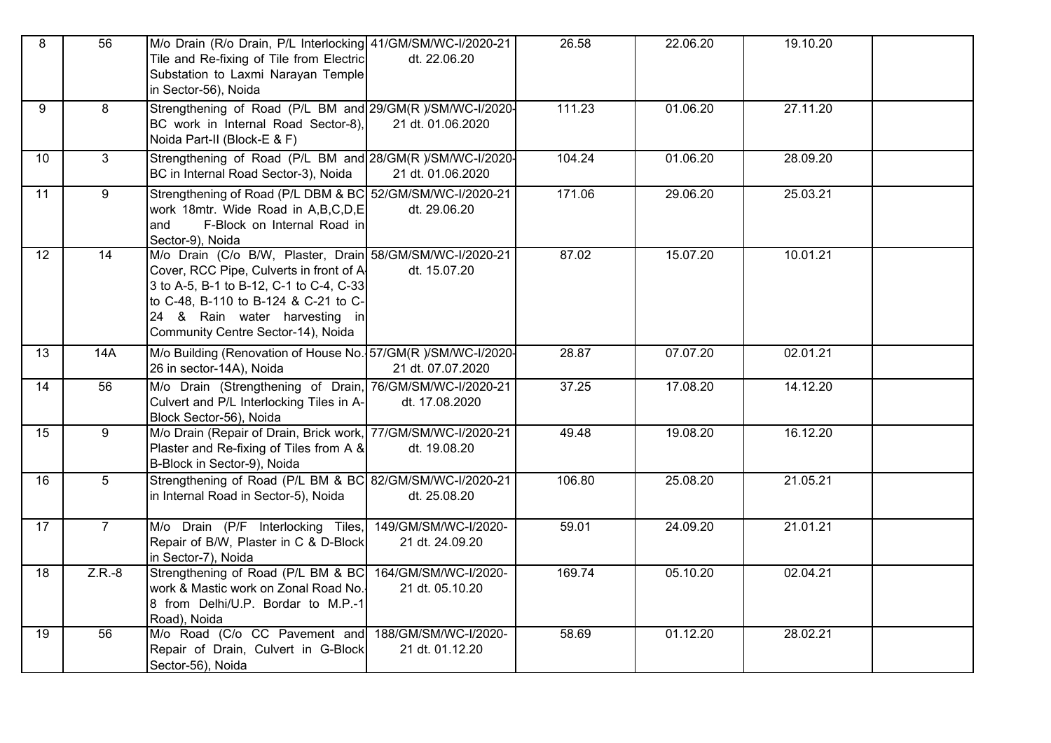| 8 | 56 | M/o Drain (R/o Drain, P/L Interlocking Tile and Re-fixing of Tile from Electric Substation to Laxmi Narayan Temple in Sector-56), Noida | 41/GM/SM/WC-I/2020-21 dt. 22.06.20 | 26.58 | 22.06.20 | 19.10.20 | |
|---|---|---|---|---|---|---|---|
| 9 | 8 | Strengthening of Road (P/L BM and BC work in Internal Road Sector-8), Noida Part-II (Block-E & F) | 29/GM(R )/SM/WC-I/2020-21 dt. 01.06.2020 | 111.23 | 01.06.20 | 27.11.20 | |
| 10 | 3 | Strengthening of Road (P/L BM and BC in Internal Road Sector-3), Noida | 28/GM(R )/SM/WC-I/2020-21 dt. 01.06.2020 | 104.24 | 01.06.20 | 28.09.20 | |
| 11 | 9 | Strengthening of Road (P/L DBM & BC work 18mtr. Wide Road in A,B,C,D,E and F-Block on Internal Road in Sector-9), Noida | 52/GM/SM/WC-I/2020-21 dt. 29.06.20 | 171.06 | 29.06.20 | 25.03.21 | |
| 12 | 14 | M/o Drain (C/o B/W, Plaster, Drain Cover, RCC Pipe, Culverts in front of A-3 to A-5, B-1 to B-12, C-1 to C-4, C-33 to C-48, B-110 to B-124 & C-21 to C-24 & Rain water harvesting in Community Centre Sector-14), Noida | 58/GM/SM/WC-I/2020-21 dt. 15.07.20 | 87.02 | 15.07.20 | 10.01.21 | |
| 13 | 14A | M/o Building (Renovation of House No. 26 in sector-14A), Noida | 57/GM(R )/SM/WC-I/2020-21 dt. 07.07.2020 | 28.87 | 07.07.20 | 02.01.21 | |
| 14 | 56 | M/o Drain (Strengthening of Drain, Culvert and P/L Interlocking Tiles in A-Block Sector-56), Noida | 76/GM/SM/WC-I/2020-21 dt. 17.08.2020 | 37.25 | 17.08.20 | 14.12.20 | |
| 15 | 9 | M/o Drain (Repair of Drain, Brick work, Plaster and Re-fixing of Tiles from A & B-Block in Sector-9), Noida | 77/GM/SM/WC-I/2020-21 dt. 19.08.20 | 49.48 | 19.08.20 | 16.12.20 | |
| 16 | 5 | Strengthening of Road (P/L BM & BC in Internal Road in Sector-5), Noida | 82/GM/SM/WC-I/2020-21 dt. 25.08.20 | 106.80 | 25.08.20 | 21.05.21 | |
| 17 | 7 | M/o Drain (P/F Interlocking Tiles, Repair of B/W, Plaster in C & D-Block in Sector-7), Noida | 149/GM/SM/WC-I/2020-21 dt. 24.09.20 | 59.01 | 24.09.20 | 21.01.21 | |
| 18 | Z.R.-8 | Strengthening of Road (P/L BM & BC work & Mastic work on Zonal Road No.-8 from Delhi/U.P. Bordar to M.P.-1 Road), Noida | 164/GM/SM/WC-I/2020-21 dt. 05.10.20 | 169.74 | 05.10.20 | 02.04.21 | |
| 19 | 56 | M/o Road (C/o CC Pavement and Repair of Drain, Culvert in G-Block Sector-56), Noida | 188/GM/SM/WC-I/2020-21 dt. 01.12.20 | 58.69 | 01.12.20 | 28.02.21 | |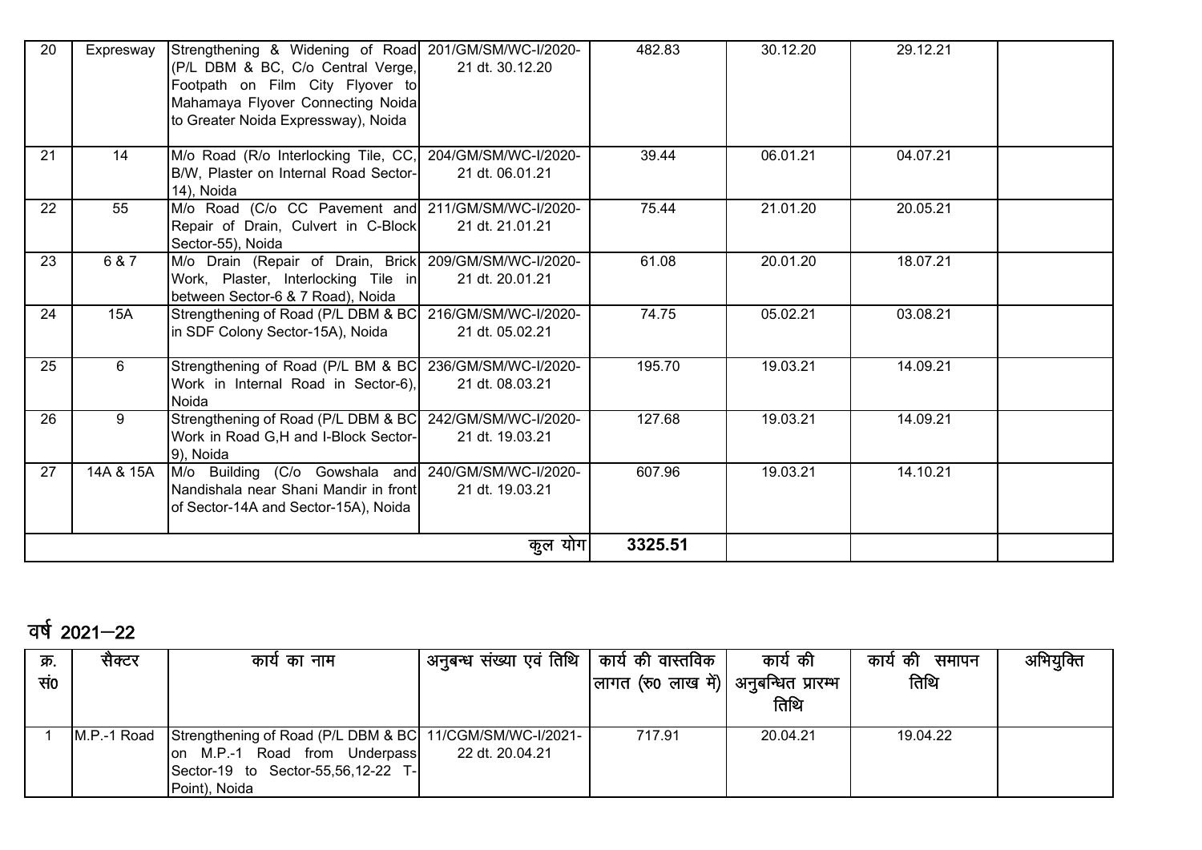| | | | | | | | |
|---|---|---|---|---|---|---|---|
| 20 | Expresway | Strengthening & Widening of Road (P/L DBM & BC, C/o Central Verge, Footpath on Film City Flyover to Mahamaya Flyover Connecting Noida to Greater Noida Expressway), Noida | 201/GM/SM/WC-I/2020-21 dt. 30.12.20 | 482.83 | 30.12.20 | 29.12.21 | |
| 21 | 14 | M/o Road (R/o Interlocking Tile, CC, B/W, Plaster on Internal Road Sector-14), Noida | 204/GM/SM/WC-I/2020-21 dt. 06.01.21 | 39.44 | 06.01.21 | 04.07.21 | |
| 22 | 55 | M/o Road (C/o CC Pavement and Repair of Drain, Culvert in C-Block Sector-55), Noida | 211/GM/SM/WC-I/2020-21 dt. 21.01.21 | 75.44 | 21.01.20 | 20.05.21 | |
| 23 | 6 & 7 | M/o Drain (Repair of Drain, Brick Work, Plaster, Interlocking Tile in between Sector-6 & 7 Road), Noida | 209/GM/SM/WC-I/2020-21 dt. 20.01.21 | 61.08 | 20.01.20 | 18.07.21 | |
| 24 | 15A | Strengthening of Road (P/L DBM & BC in SDF Colony Sector-15A), Noida | 216/GM/SM/WC-I/2020-21 dt. 05.02.21 | 74.75 | 05.02.21 | 03.08.21 | |
| 25 | 6 | Strengthening of Road (P/L BM & BC Work in Internal Road in Sector-6), Noida | 236/GM/SM/WC-I/2020-21 dt. 08.03.21 | 195.70 | 19.03.21 | 14.09.21 | |
| 26 | 9 | Strengthening of Road (P/L DBM & BC Work in Road G,H and I-Block Sector-9), Noida | 242/GM/SM/WC-I/2020-21 dt. 19.03.21 | 127.68 | 19.03.21 | 14.09.21 | |
| 27 | 14A & 15A | M/o Building (C/o Gowshala and Nandishala near Shani Mandir in front of Sector-14A and Sector-15A), Noida | 240/GM/SM/WC-I/2020-21 dt. 19.03.21 | 607.96 | 19.03.21 | 14.10.21 | |
| | | | कुल योग | **3325.51** | | | |

## वर्ष 2021–22

| क्र. सं० | सैक्टर | कार्य का नाम | अनुबन्ध संख्या एवं तिथि | कार्य की वास्तविक लागत (रु० लाख में) | कार्य की अनुबन्धित प्रारम्भ तिथि | कार्य की समापन तिथि | अभियुक्ति |
|---|---|---|---|---|---|---|---|
| 1 | M.P.-1 Road | Strengthening of Road (P/L DBM & BC on M.P.-1 Road from Underpass Sector-19 to Sector-55,56,12-22 T-Point), Noida | 11/CGM/SM/WC-I/2021-22 dt. 20.04.21 | 717.91 | 20.04.21 | 19.04.22 | |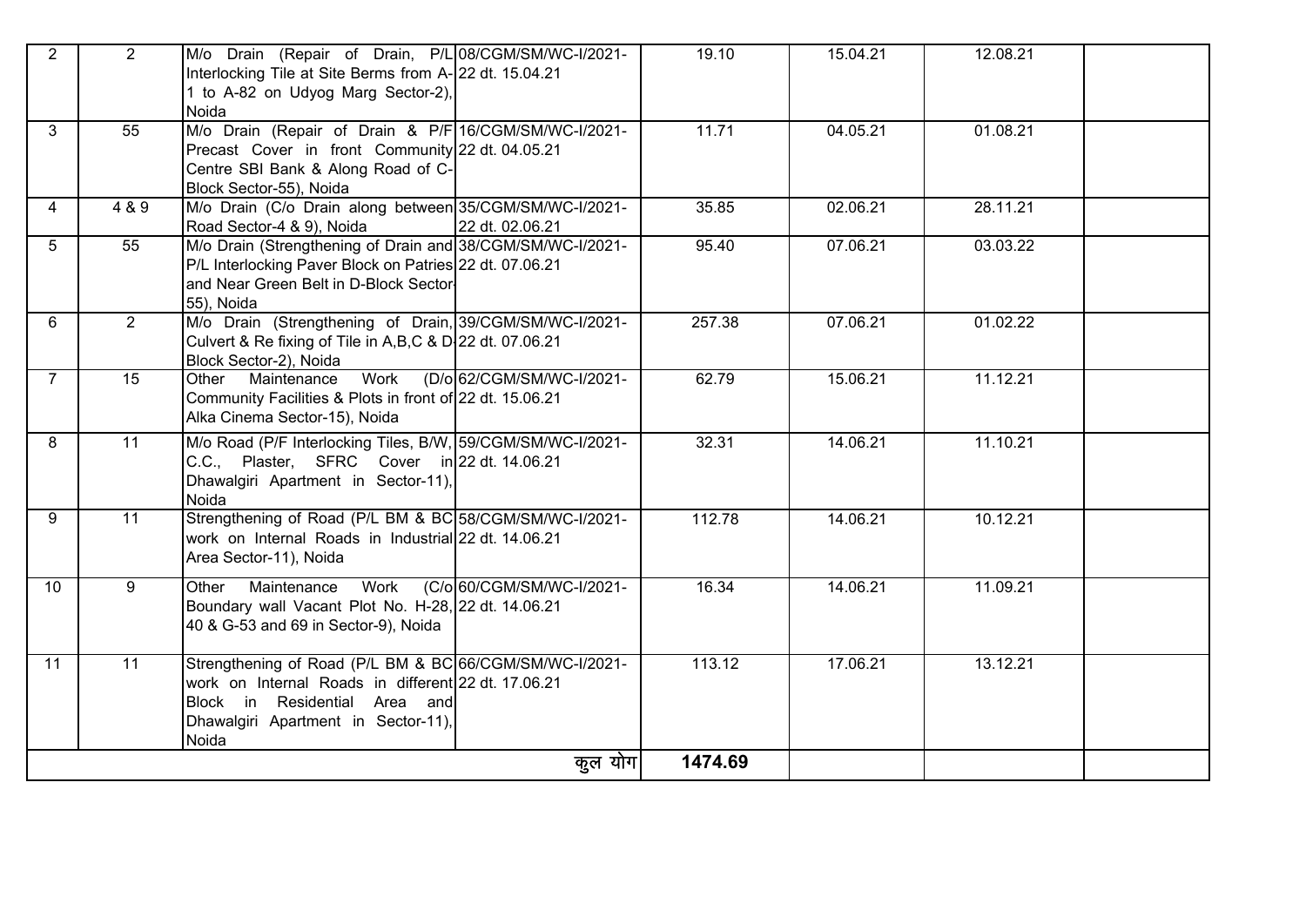| | | | | | | | |
|---|---|---|---|---|---|---|---|
| 2 | 2 | M/o Drain (Repair of Drain, P/L Interlocking Tile at Site Berms from A-1 to A-82 on Udyog Marg Sector-2), Noida | 08/CGM/SM/WC-I/2021-22 dt. 15.04.21 | 19.10 | 15.04.21 | 12.08.21 | |
| 3 | 55 | M/o Drain (Repair of Drain & P/F Precast Cover in front Community Centre SBI Bank & Along Road of C-Block Sector-55), Noida | 16/CGM/SM/WC-I/2021-22 dt. 04.05.21 | 11.71 | 04.05.21 | 01.08.21 | |
| 4 | 4 & 9 | M/o Drain (C/o Drain along between Road Sector-4 & 9), Noida | 35/CGM/SM/WC-I/2021-22 dt. 02.06.21 | 35.85 | 02.06.21 | 28.11.21 | |
| 5 | 55 | M/o Drain (Strengthening of Drain and P/L Interlocking Paver Block on Patries and Near Green Belt in D-Block Sector-55), Noida | 38/CGM/SM/WC-I/2021-22 dt. 07.06.21 | 95.40 | 07.06.21 | 03.03.22 | |
| 6 | 2 | M/o Drain (Strengthening of Drain, Culvert & Re fixing of Tile in A,B,C & D Block Sector-2), Noida | 39/CGM/SM/WC-I/2021-22 dt. 07.06.21 | 257.38 | 07.06.21 | 01.02.22 | |
| 7 | 15 | Other Maintenance Work (D/o Community Facilities & Plots in front of Alka Cinema Sector-15), Noida | 62/CGM/SM/WC-I/2021-22 dt. 15.06.21 | 62.79 | 15.06.21 | 11.12.21 | |
| 8 | 11 | M/o Road (P/F Interlocking Tiles, B/W, C.C., Plaster, SFRC Cover in Dhawalgiri Apartment in Sector-11), Noida | 59/CGM/SM/WC-I/2021-22 dt. 14.06.21 | 32.31 | 14.06.21 | 11.10.21 | |
| 9 | 11 | Strengthening of Road (P/L BM & BC work on Internal Roads in Industrial Area Sector-11), Noida | 58/CGM/SM/WC-I/2021-22 dt. 14.06.21 | 112.78 | 14.06.21 | 10.12.21 | |
| 10 | 9 | Other Maintenance Work (C/o Boundary wall Vacant Plot No. H-28, 40 & G-53 and 69 in Sector-9), Noida | 60/CGM/SM/WC-I/2021-22 dt. 14.06.21 | 16.34 | 14.06.21 | 11.09.21 | |
| 11 | 11 | Strengthening of Road (P/L BM & BC work on Internal Roads in different Block in Residential Area and Dhawalgiri Apartment in Sector-11), Noida | 66/CGM/SM/WC-I/2021-22 dt. 17.06.21 | 113.12 | 17.06.21 | 13.12.21 | |
| | | | कुल योग | **1474.69** | | | |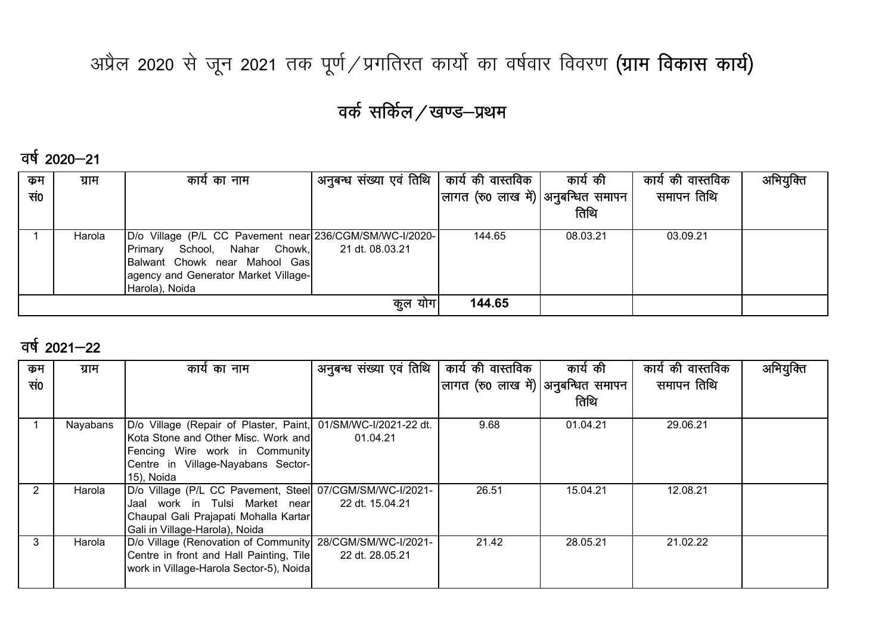# अप्रैल 2020 से जून 2021 तक पूर्ण/प्रगतिरत कार्यो का वर्षवार विवरण **(ग्राम विकास कार्य)**

## वर्क सर्किल/खण्ड–प्रथम

### वर्ष 2020–21

| क्रम सं0 | ग्राम | कार्य का नाम | अनुबन्ध संख्या एवं तिथि | कार्य की वास्तविक लागत (रु0 लाख में) | कार्य की अनुबन्धित समापन तिथि | कार्य की वास्तविक समापन तिथि | अभियुक्ति |
|---|---|---|---|---|---|---|---|
| 1 | Harola | D/o Village (P/L CC Pavement near Primary School, Nahar Chowk, Balwant Chowk near Mahool Gas agency and Generator Market Village-Harola), Noida | 236/CGM/SM/WC-I/2020-21 dt. 08.03.21 | 144.65 | 08.03.21 | 03.09.21 | |
| | | | कुल योग | **144.65** | | | |

### वर्ष 2021–22

| क्रम सं0 | ग्राम | कार्य का नाम | अनुबन्ध संख्या एवं तिथि | कार्य की वास्तविक लागत (रु0 लाख में) | कार्य की अनुबन्धित समापन तिथि | कार्य की वास्तविक समापन तिथि | अभियुक्ति |
|---|---|---|---|---|---|---|---|
| 1 | Nayabans | D/o Village (Repair of Plaster, Paint, Kota Stone and Other Misc. Work and Fencing Wire work in Community Centre in Village-Nayabans Sector-15), Noida | 01/SM/WC-I/2021-22 dt. 01.04.21 | 9.68 | 01.04.21 | 29.06.21 | |
| 2 | Harola | D/o Village (P/L CC Pavement, Steel Jaal work in Tulsi Market near Chaupal Gali Prajapati Mohalla Kartar Gali in Village-Harola), Noida | 07/CGM/SM/WC-I/2021-22 dt. 15.04.21 | 26.51 | 15.04.21 | 12.08.21 | |
| 3 | Harola | D/o Village (Renovation of Community Centre in front and Hall Painting, Tile work in Village-Harola Sector-5), Noida | 28/CGM/SM/WC-I/2021-22 dt. 28.05.21 | 21.42 | 28.05.21 | 21.02.22 | |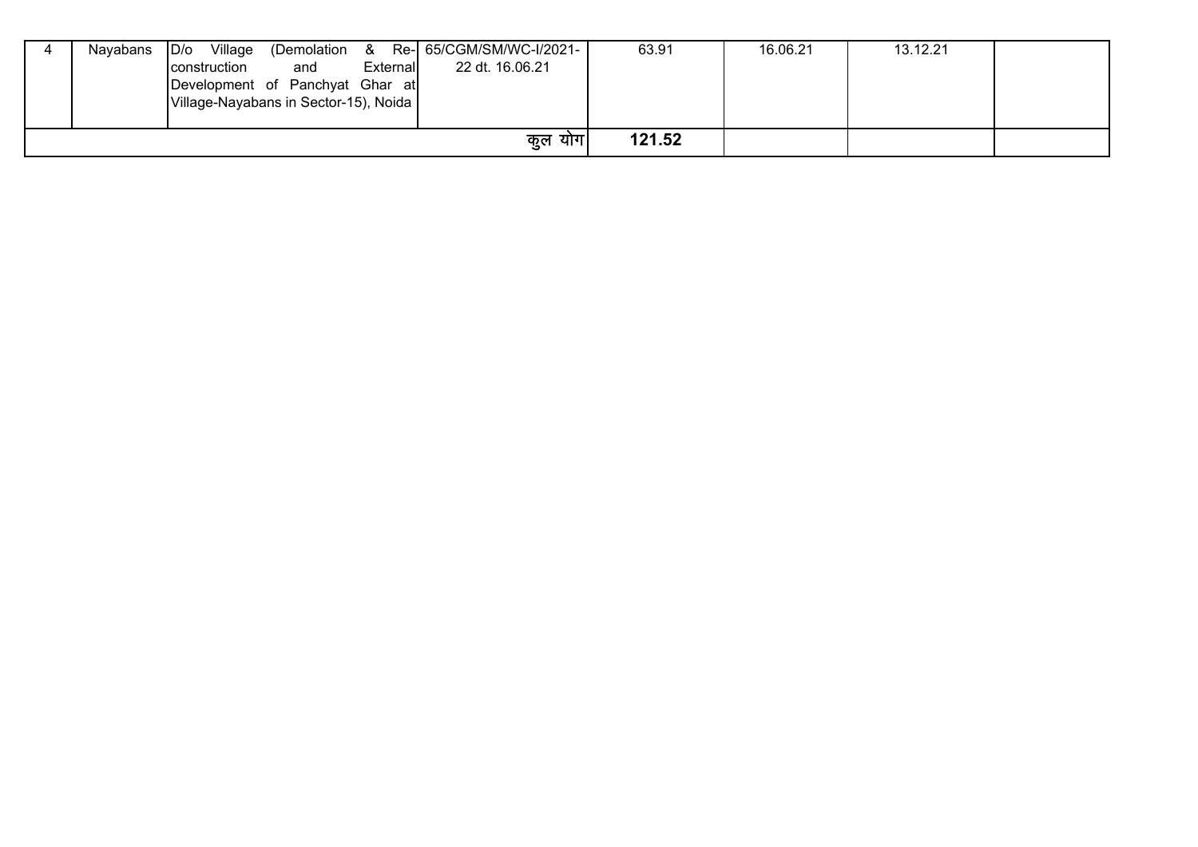| | | | | | | | |
|---|---|---|---|---|---|---|---|
| 4 | Nayabans | D/o Village (Demolation & Re-construction and External Development of Panchyat Ghar at Village-Nayabans in Sector-15), Noida | 65/CGM/SM/WC-I/2021-22 dt. 16.06.21 | 63.91 | 16.06.21 | 13.12.21 | |
| | | | कुल योग | **121.52** | | | |